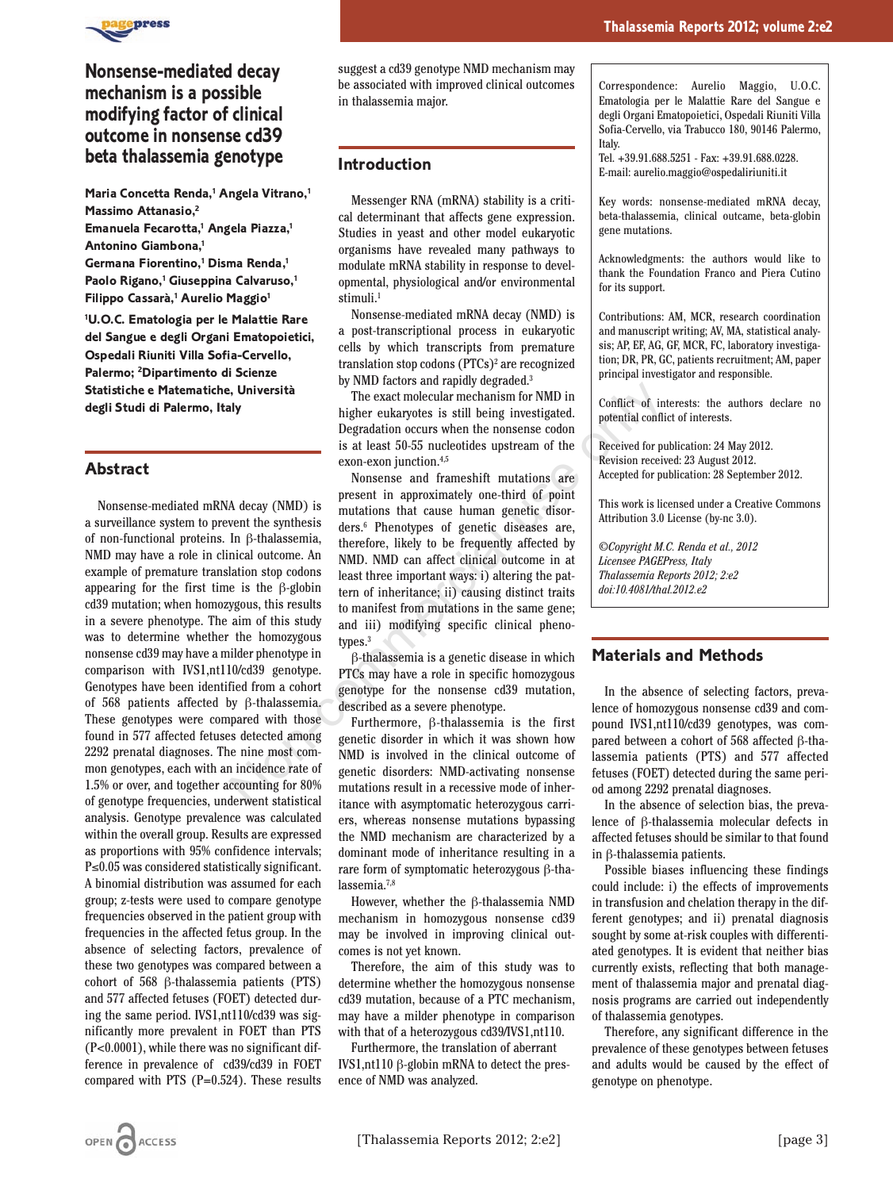# Nonsense-mediated decay mechanism is a possible modifying factor of clinical outcome in nonsense cd39 beta thalassemia genotype

**Maria Concetta Renda,[1] Angela Vitrano,[1] Massimo Attanasio,[2] Emanuela Fecarotta,[1] Angela Piazza,[1] Antonino Giambona,[1] Germana Fiorentino,[1] Disma Renda,[1] Paolo Rigano,[1] Giuseppina Calvaruso,[1] Filippo Cassarà,[1] Aurelio Maggio[1]**

**[1]U.O.C. Ematologia per le Malattie Rare del Sangue e degli Organi Ematopoietici, Ospedali Riuniti Villa Sofia-Cervello, Palermo; [2]Dipartimento di Scienze Statistiche e Matematiche, Università degli Studi di Palermo, Italy**

## Abstract

Nonsense-mediated mRNA decay (NMD) is a surveillance system to prevent the synthesis of non-functional proteins. In β-thalassemia, NMD may have a role in clinical outcome. An example of premature translation stop codons appearing for the first time is the β-globin cd39 mutation; when homozygous, this results in a severe phenotype. The aim of this study was to determine whether the homozygous nonsense cd39 may have a milder phenotype in comparison with IVS1,nt110/cd39 genotype. Genotypes have been identified from a cohort of 568 patients affected by β-thalassemia. These genotypes were compared with those found in 577 affected fetuses detected among 2292 prenatal diagnoses. The nine most common genotypes, each with an incidence rate of 1.5% or over, and together accounting for 80% of genotype frequencies, underwent statistical analysis. Genotype prevalence was calculated within the overall group. Results are expressed as proportions with 95% confidence intervals; P≤0.05 was considered statistically significant. A binomial distribution was assumed for each group; z-tests were used to compare genotype frequencies observed in the patient group with frequencies in the affected fetus group. In the absence of selecting factors, prevalence of these two genotypes was compared between a cohort of 568 β-thalassemia patients (PTS) and 577 affected fetuses (FOET) detected during the same period. IVS1,nt110/cd39 was significantly more prevalent in FOET than PTS (P<0.0001), while there was no significant difference in prevalence of cd39/cd39 in FOET compared with PTS (P=0.524). These results suggest a cd39 genotype NMD mechanism may be associated with improved clinical outcomes in thalassemia major.

## Introduction

Messenger RNA (mRNA) stability is a critical determinant that affects gene expression. Studies in yeast and other model eukaryotic organisms have revealed many pathways to modulate mRNA stability in response to developmental, physiological and/or environmental stimuli.[1]

Nonsense-mediated mRNA decay (NMD) is a post-transcriptional process in eukaryotic cells by which transcripts from premature translation stop codons (PTCs)[2] are recognized by NMD factors and rapidly degraded.[3]

The exact molecular mechanism for NMD in higher eukaryotes is still being investigated. Degradation occurs when the nonsense codon is at least 50-55 nucleotides upstream of the exon-exon junction.[4,5]

Nonsense and frameshift mutations are present in approximately one-third of point mutations that cause human genetic disorders.[6] Phenotypes of genetic diseases are, therefore, likely to be frequently affected by NMD. NMD can affect clinical outcome in at least three important ways: i) altering the pattern of inheritance; ii) causing distinct traits to manifest from mutations in the same gene; and iii) modifying specific clinical phenotypes.[3]

β-thalassemia is a genetic disease in which PTCs may have a role in specific homozygous genotype for the nonsense cd39 mutation, described as a severe phenotype.

Furthermore, β-thalassemia is the first genetic disorder in which it was shown how NMD is involved in the clinical outcome of genetic disorders: NMD-activating nonsense mutations result in a recessive mode of inheritance with asymptomatic heterozygous carriers, whereas nonsense mutations bypassing the NMD mechanism are characterized by a dominant mode of inheritance resulting in a rare form of symptomatic heterozygous β-thalassemia.[7,8]

However, whether the β-thalassemia NMD mechanism in homozygous nonsense cd39 may be involved in improving clinical outcomes is not yet known.

Therefore, the aim of this study was to determine whether the homozygous nonsense cd39 mutation, because of a PTC mechanism, may have a milder phenotype in comparison with that of a heterozygous cd39/IVS1,nt110.

Furthermore, the translation of aberrant IVS1,nt110 β-globin mRNA to detect the presence of NMD was analyzed.

Correspondence: Aurelio Maggio, U.O.C. Ematologia per le Malattie Rare del Sangue e degli Organi Ematopoietici, Ospedali Riuniti Villa Sofia-Cervello, via Trabucco 180, 90146 Palermo, Italy.
Tel. +39.91.688.5251 - Fax: +39.91.688.0228.
E-mail: aurelio.maggio@ospedaliriuniti.it

Key words: nonsense-mediated mRNA decay, beta-thalassemia, clinical outcome, beta-globin gene mutations.

Acknowledgments: the authors would like to thank the Foundation Franco and Piera Cutino for its support.

Contributions: AM, MCR, research coordination and manuscript writing; AV, MA, statistical analysis; AP, EF, AG, GF, MCR, FC, laboratory investigation; DR, PR, GC, patients recruitment; AM, paper principal investigator and responsible.

Conflict of interests: the authors declare no potential conflict of interests.

Received for publication: 24 May 2012.
Revision received: 23 August 2012.
Accepted for publication: 28 September 2012.

This work is licensed under a Creative Commons Attribution 3.0 License (by-nc 3.0).

*©Copyright M.C. Renda et al., 2012*
*Licensee PAGEPress, Italy*
*Thalassemia Reports 2012; 2:e2*
*doi:10.4081/thal.2012.e2*

## Materials and Methods

In the absence of selecting factors, prevalence of homozygous nonsense cd39 and compound IVS1,nt110/cd39 genotypes, was compared between a cohort of 568 affected β-thalassemia patients (PTS) and 577 affected fetuses (FOET) detected during the same period among 2292 prenatal diagnoses.

In the absence of selection bias, the prevalence of β-thalassemia molecular defects in affected fetuses should be similar to that found in β-thalassemia patients.

Possible biases influencing these findings could include: i) the effects of improvements in transfusion and chelation therapy in the different genotypes; and ii) prenatal diagnosis sought by some at-risk couples with differentiated genotypes. It is evident that neither bias currently exists, reflecting that both management of thalassemia major and prenatal diagnosis programs are carried out independently of thalassemia genotypes.

Therefore, any significant difference in the prevalence of these genotypes between fetuses and adults would be caused by the effect of genotype on phenotype.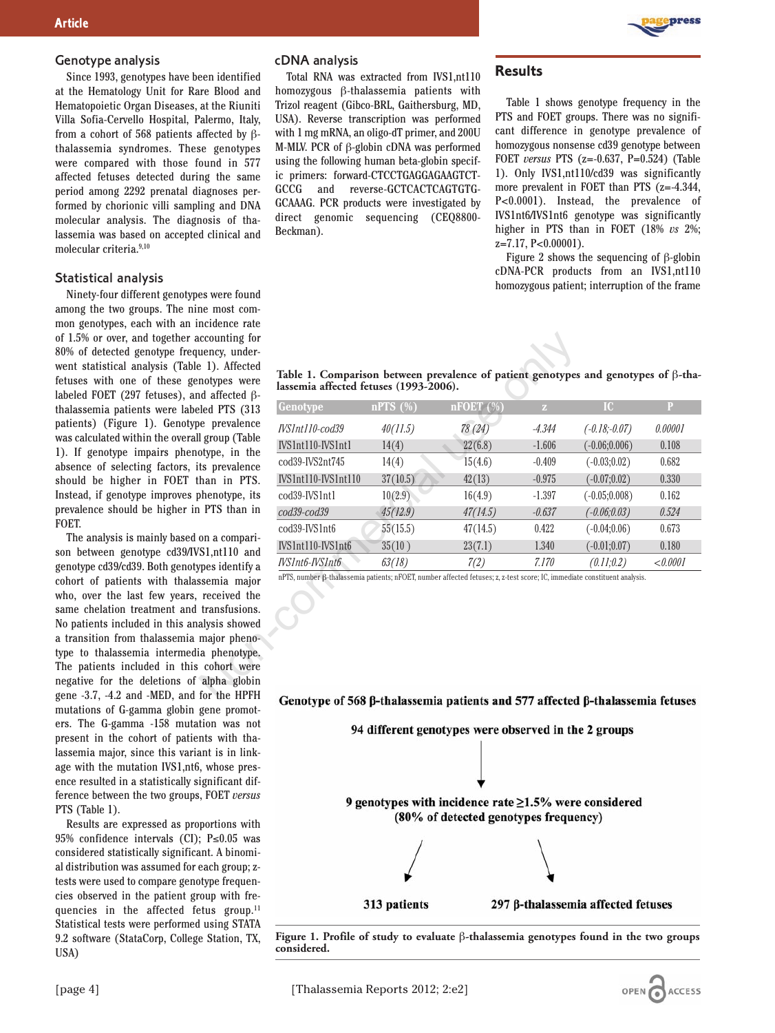## Genotype analysis

Since 1993, genotypes have been identified at the Hematology Unit for Rare Blood and Hematopoietic Organ Diseases, at the Riuniti Villa Sofia-Cervello Hospital, Palermo, Italy, from a cohort of 568 patients affected by β-thalassemia syndromes. These genotypes were compared with those found in 577 affected fetuses detected during the same period among 2292 prenatal diagnoses performed by chorionic villi sampling and DNA molecular analysis. The diagnosis of thalassemia was based on accepted clinical and molecular criteria.[9,10]

## Statistical analysis

Ninety-four different genotypes were found among the two groups. The nine most common genotypes, each with an incidence rate of 1.5% or over, and together accounting for 80% of detected genotype frequency, underwent statistical analysis (Table 1). Affected fetuses with one of these genotypes were labeled FOET (297 fetuses), and affected β-thalassemia patients were labeled PTS (313 patients) (Figure 1). Genotype prevalence was calculated within the overall group (Table 1). If genotype impairs phenotype, in the absence of selecting factors, its prevalence should be higher in FOET than in PTS. Instead, if genotype improves phenotype, its prevalence should be higher in PTS than in FOET.

The analysis is mainly based on a comparison between genotype cd39/IVS1,nt110 and genotype cd39/cd39. Both genotypes identify a cohort of patients with thalassemia major who, over the last few years, received the same chelation treatment and transfusions. No patients included in this analysis showed a transition from thalassemia major phenotype to thalassemia intermedia phenotype. The patients included in this cohort were negative for the deletions of alpha globin gene -3.7, -4.2 and -MED, and for the HPFH mutations of G-gamma globin gene promoters. The G-gamma -158 mutation was not present in the cohort of patients with thalassemia major, since this variant is in linkage with the mutation IVS1,nt6, whose presence resulted in a statistically significant difference between the two groups, FOET *versus* PTS (Table 1).

Results are expressed as proportions with 95% confidence intervals (CI); P≤0.05 was considered statistically significant. A binomial distribution was assumed for each group; z-tests were used to compare genotype frequencies observed in the patient group with frequencies in the affected fetus group.[11] Statistical tests were performed using STATA 9.2 software (StataCorp, College Station, TX, USA)

## cDNA analysis

Total RNA was extracted from IVS1,nt110 homozygous β-thalassemia patients with Trizol reagent (Gibco-BRL, Gaithersburg, MD, USA). Reverse transcription was performed with 1 mg mRNA, an oligo-dT primer, and 200U M-MLV. PCR of β-globin cDNA was performed using the following human beta-globin specific primers: forward-CTCCTGAGGAGAAGTCT-GCCG and reverse-GCTCACTCAGTGTG-GCAAAG. PCR products were investigated by direct genomic sequencing (CEQ8800-Beckman).

## Results

Table 1 shows genotype frequency in the PTS and FOET groups. There was no significant difference in genotype prevalence of homozygous nonsense cd39 genotype between FOET *versus* PTS (z=-0.637, P=0.524) (Table 1). Only IVS1,nt110/cd39 was significantly more prevalent in FOET than PTS (z=-4.344, P<0.0001). Instead, the prevalence of IVS1nt6/IVS1nt6 genotype was significantly higher in PTS than in FOET (18% *vs* 2%; z=7.17, P<0.00001).

Figure 2 shows the sequencing of β-globin cDNA-PCR products from an IVS1,nt110 homozygous patient; interruption of the frame

**Table 1. Comparison between prevalence of patient genotypes and genotypes of β-thalassemia affected fetuses (1993-2006).**

| Genotype | nPTS (%) | nFOET (%) | z | IC | P |
|---|---|---|---|---|---|
| *IVS1nt110-cod39* | *40(11.5)* | *78 (24)* | *-4.344* | *(-0.18;-0.07)* | *0.00001* |
| IVS1nt110-IVS1nt1 | 14(4) | 22(6.8) | -1.606 | (-0.06;0.006) | 0.108 |
| cod39-IVS2nt745 | 14(4) | 15(4.6) | -0.409 | (-0.03;0.02) | 0.682 |
| IVS1nt110-IVS1nt110 | 37(10.5) | 42(13) | -0.975 | (-0.07;0.02) | 0.330 |
| cod39-IVS1nt1 | 10(2.9) | 16(4.9) | -1.397 | (-0.05;0.008) | 0.162 |
| *cod39-cod39* | *45(12.9)* | *47(14.5)* | *-0.637* | *(-0.06;0.03)* | *0.524* |
| cod39-IVS1nt6 | 55(15.5) | 47(14.5) | 0.422 | (-0.04;0.06) | 0.673 |
| IVS1nt110-IVS1nt6 | 35(10 ) | 23(7.1) | 1.340 | (-0.01;0.07) | 0.180 |
| *IVS1nt6-IVS1nt6* | *63(18)* | *7(2)* | *7.170* | *(0.11;0.2)* | *<0.0001* |

nPTS, number β-thalassemia patients; nFOET, number affected fetuses; z, z-test score; IC, immediate constituent analysis.

**Genotype of 568 β-thalassemia patients and 577 affected β-thalassemia fetuses**

**94 different genotypes were observed in the 2 groups**

**9 genotypes with incidence rate ≥1.5% were considered (80% of detected genotypes frequency)**

**313 patients** | **297 β-thalassemia affected fetuses**

**Figure 1. Profile of study to evaluate β-thalassemia genotypes found in the two groups considered.**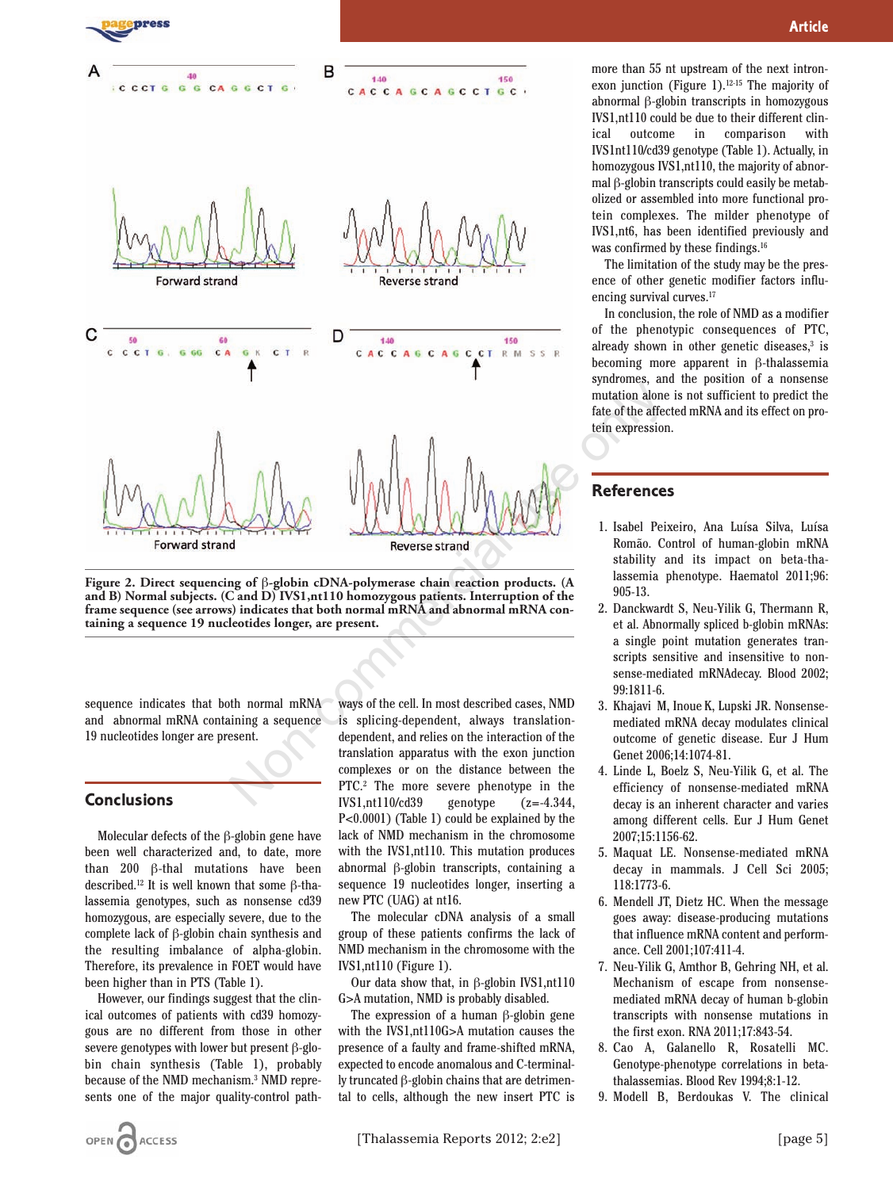Figure 2. Direct sequencing of β-globin cDNA-polymerase chain reaction products. (A and B) Normal subjects. (C and D) IVS1,nt110 homozygous patients. Interruption of the frame sequence (see arrows) indicates that both normal mRNA and abnormal mRNA containing a sequence 19 nucleotides longer, are present.

sequence indicates that both normal mRNA and abnormal mRNA containing a sequence 19 nucleotides longer are present.

## Conclusions

Molecular defects of the β-globin gene have been well characterized and, to date, more than 200 β-thal mutations have been described.[12] It is well known that some β-thalassemia genotypes, such as nonsense cd39 homozygous, are especially severe, due to the complete lack of β-globin chain synthesis and the resulting imbalance of alpha-globin. Therefore, its prevalence in FOET would have been higher than in PTS (Table 1).

However, our findings suggest that the clinical outcomes of patients with cd39 homozygous are no different from those in other severe genotypes with lower but present β-globin chain synthesis (Table 1), probably because of the NMD mechanism.[3] NMD represents one of the major quality-control pathways of the cell. In most described cases, NMD is splicing-dependent, always translation-dependent, and relies on the interaction of the translation apparatus with the exon junction complexes or on the distance between the PTC.[2] The more severe phenotype in the IVS1,nt110/cd39 genotype (z=-4.344, P<0.0001) (Table 1) could be explained by the lack of NMD mechanism in the chromosome with the IVS1,nt110. This mutation produces abnormal β-globin transcripts, containing a sequence 19 nucleotides longer, inserting a new PTC (UAG) at nt16.

The molecular cDNA analysis of a small group of these patients confirms the lack of NMD mechanism in the chromosome with the IVS1,nt110 (Figure 1).

Our data show that, in β-globin IVS1,nt110 G>A mutation, NMD is probably disabled.

The expression of a human β-globin gene with the IVS1,nt110G>A mutation causes the presence of a faulty and frame-shifted mRNA, expected to encode anomalous and C-terminally truncated β-globin chains that are detrimental to cells, although the new insert PTC is more than 55 nt upstream of the next intron-exon junction (Figure 1).[12-15] The majority of abnormal β-globin transcripts in homozygous IVS1,nt110 could be due to their different clinical outcome in comparison with IVS1nt110/cd39 genotype (Table 1). Actually, in homozygous IVS1,nt110, the majority of abnormal β-globin transcripts could easily be metabolized or assembled into more functional protein complexes. The milder phenotype of IVS1,nt6, has been identified previously and was confirmed by these findings.[16]

The limitation of the study may be the presence of other genetic modifier factors influencing survival curves.[17]

In conclusion, the role of NMD as a modifier of the phenotypic consequences of PTC, already shown in other genetic diseases,[3] is becoming more apparent in β-thalassemia syndromes, and the position of a nonsense mutation alone is not sufficient to predict the fate of the affected mRNA and its effect on protein expression.

## References

1. Isabel Peixeiro, Ana Luísa Silva, Luísa Romão. Control of human-globin mRNA stability and its impact on beta-thalassemia phenotype. Haematol 2011;96:905-13.
2. Danckwardt S, Neu-Yilik G, Thermann R, et al. Abnormally spliced b-globin mRNAs: a single point mutation generates transcripts sensitive and insensitive to nonsense-mediated mRNAdecay. Blood 2002; 99:1811-6.
3. Khajavi M, Inoue K, Lupski JR. Nonsense-mediated mRNA decay modulates clinical outcome of genetic disease. Eur J Hum Genet 2006;14:1074-81.
4. Linde L, Boelz S, Neu-Yilik G, et al. The efficiency of nonsense-mediated mRNA decay is an inherent character and varies among different cells. Eur J Hum Genet 2007;15:1156-62.
5. Maquat LE. Nonsense-mediated mRNA decay in mammals. J Cell Sci 2005; 118:1773-6.
6. Mendell JT, Dietz HC. When the message goes away: disease-producing mutations that influence mRNA content and performance. Cell 2001;107:411-4.
7. Neu-Yilik G, Amthor B, Gehring NH, et al. Mechanism of escape from nonsense-mediated mRNA decay of human b-globin transcripts with nonsense mutations in the first exon. RNA 2011;17:843-54.
8. Cao A, Galanello R, Rosatelli MC. Genotype-phenotype correlations in beta-thalassemias. Blood Rev 1994;8:1-12.
9. Modell B, Berdoukas V. The clinical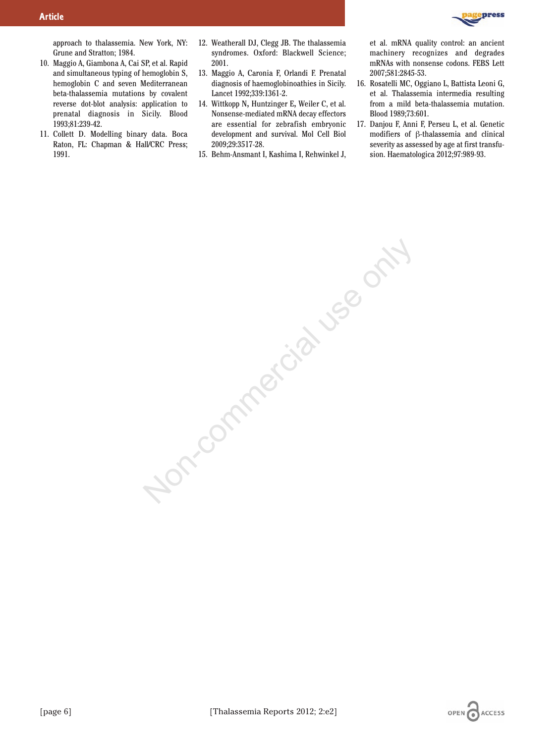approach to thalassemia. New York, NY: Grune and Stratton; 1984.

10. Maggio A, Giambona A, Cai SP, et al. Rapid and simultaneous typing of hemoglobin S, hemoglobin C and seven Mediterranean beta-thalassemia mutations by covalent reverse dot-blot analysis: application to prenatal diagnosis in Sicily. Blood 1993;81:239-42.
11. Collett D. Modelling binary data. Boca Raton, FL: Chapman & Hall/CRC Press; 1991.
12. Weatherall DJ, Clegg JB. The thalassemia syndromes. Oxford: Blackwell Science; 2001.
13. Maggio A, Caronia F, Orlandi F. Prenatal diagnosis of haemoglobinoathies in Sicily. Lancet 1992;339:1361-2.
14. Wittkopp N, Huntzinger E, Weiler C, et al. Nonsense-mediated mRNA decay effectors are essential for zebrafish embryonic development and survival. Mol Cell Biol 2009;29:3517-28.
15. Behm-Ansmant I, Kashima I, Rehwinkel J, et al. mRNA quality control: an ancient machinery recognizes and degrades mRNAs with nonsense codons. FEBS Lett 2007;581:2845-53.
16. Rosatelli MC, Oggiano L, Battista Leoni G, et al. Thalassemia intermedia resulting from a mild beta-thalassemia mutation. Blood 1989;73:601.
17. Danjou F, Anni F, Perseu L, et al. Genetic modifiers of β-thalassemia and clinical severity as assessed by age at first transfusion. Haematologica 2012;97:989-93.